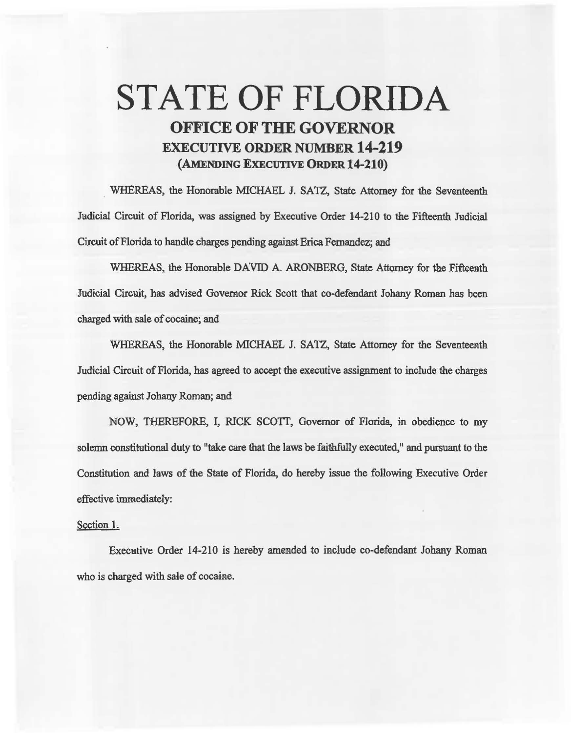# STATE OF FLORIDA

## OFFICE OF THE GOVERNOR

### EXECUTIVE ORDER NUMBER 14-219

### (AMENDING EXECUTIVE ORDER 14-210)

WHEREAS, the Honorable MICHAEL J. SATZ, State Attorney for the Seventeenth Judicial Circuit of Florida, was assigned by Executive Order 14-210 to the Fifteenth Judicial Circuit of Florida to handle charges pending against Erica Fernandez; and

WHEREAS, the Honorable DAVID A. ARONBERG, State Attorney for the Fifteenth Judicial Circuit, has advised Governor Rick Scott that co-defendant Johany Roman has been charged with sale of cocaine; and

WHEREAS, the Honorable MICHAEL J. SATZ, State Attorney for the Seventeenth Judicial Circuit of Florida, has agreed to accept the executive assignment to include the charges pending against Johany Roman; and

NOW, THEREFORE, I, RICK SCOTT, Governor of Florida, in obedience to my solemn constitutional duty to "take care that the laws be faithfully executed," and pursuant to the Constitution and laws of the State of Florida, do hereby issue the following Executive Order effective immediately:

Section 1.

Executive Order 14-210 is hereby amended to include co-defendant Johany Roman who is charged with sale of cocaine.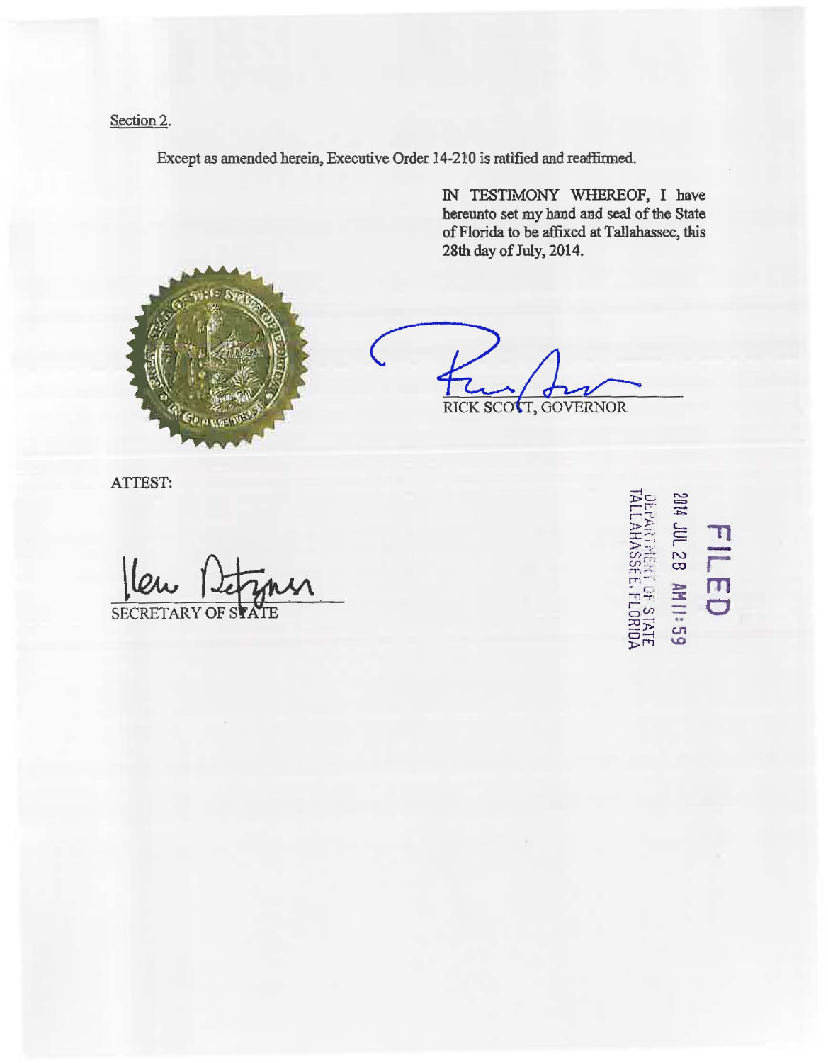Section 2.

Except as amended herein, Executive Order 14-210 is ratified and reaffirmed.

IN TESTIMONY WHEREOF, I have hereunto set my hand and seal of the State of Florida to be affixed at Tallahassee, this 28th day of July, 2014.

RICK SCOTT, GOVERNOR

ATTEST:

SECRETARY OF STATE

FILED

2014 JUL 28 AM 11:59

DEPARTMENT OF STATE
TALLAHASSEE, FLORIDA